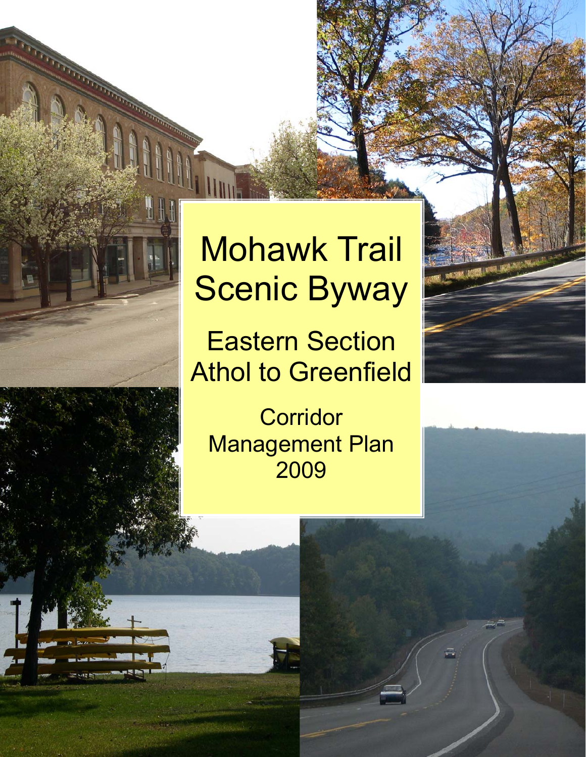# Mohawk Trail Scenic Byway

## Eastern Section
## Athol to Greenfield

Corridor Management Plan
2009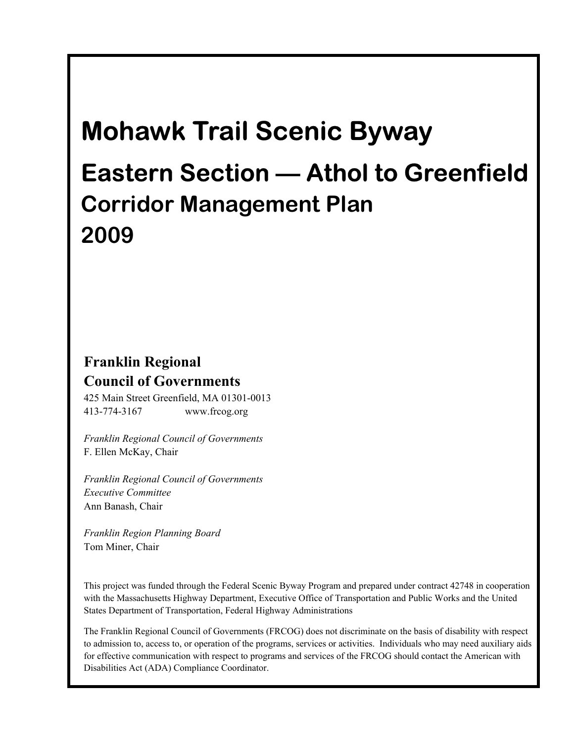# Mohawk Trail Scenic Byway

## Eastern Section — Athol to Greenfield

### Corridor Management Plan

### 2009

**Franklin Regional**
**Council of Governments**

425 Main Street Greenfield, MA 01301-0013
413-774-3167 www.frcog.org

*Franklin Regional Council of Governments*
F. Ellen McKay, Chair

*Franklin Regional Council of Governments*
*Executive Committee*
Ann Banash, Chair

*Franklin Region Planning Board*
Tom Miner, Chair

This project was funded through the Federal Scenic Byway Program and prepared under contract 42748 in cooperation with the Massachusetts Highway Department, Executive Office of Transportation and Public Works and the United States Department of Transportation, Federal Highway Administrations

The Franklin Regional Council of Governments (FRCOG) does not discriminate on the basis of disability with respect to admission to, access to, or operation of the programs, services or activities. Individuals who may need auxiliary aids for effective communication with respect to programs and services of the FRCOG should contact the American with Disabilities Act (ADA) Compliance Coordinator.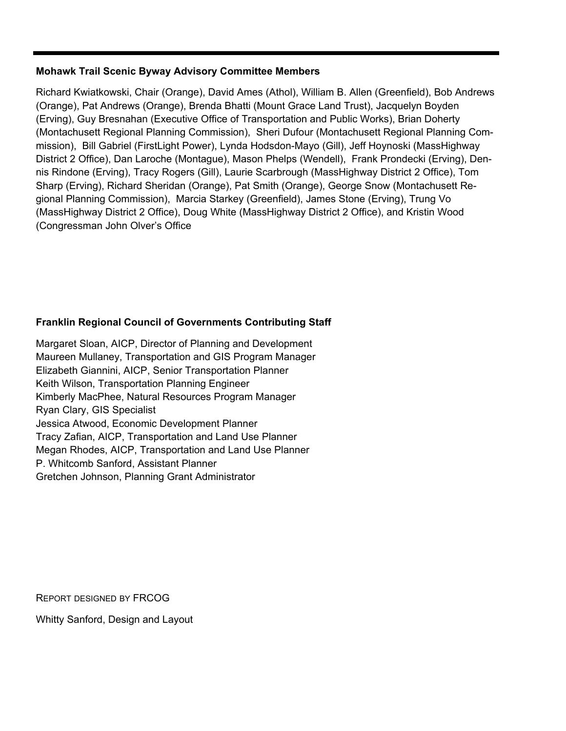## Mohawk Trail Scenic Byway Advisory Committee Members

Richard Kwiatkowski, Chair (Orange), David Ames (Athol), William B. Allen (Greenfield), Bob Andrews (Orange), Pat Andrews (Orange), Brenda Bhatti (Mount Grace Land Trust), Jacquelyn Boyden (Erving), Guy Bresnahan (Executive Office of Transportation and Public Works), Brian Doherty (Montachusett Regional Planning Commission), Sheri Dufour (Montachusett Regional Planning Commission), Bill Gabriel (FirstLight Power), Lynda Hodsdon-Mayo (Gill), Jeff Hoynoski (MassHighway District 2 Office), Dan Laroche (Montague), Mason Phelps (Wendell), Frank Prondecki (Erving), Dennis Rindone (Erving), Tracy Rogers (Gill), Laurie Scarbrough (MassHighway District 2 Office), Tom Sharp (Erving), Richard Sheridan (Orange), Pat Smith (Orange), George Snow (Montachusett Regional Planning Commission), Marcia Starkey (Greenfield), James Stone (Erving), Trung Vo (MassHighway District 2 Office), Doug White (MassHighway District 2 Office), and Kristin Wood (Congressman John Olver's Office

## Franklin Regional Council of Governments Contributing Staff

Margaret Sloan, AICP, Director of Planning and Development
Maureen Mullaney, Transportation and GIS Program Manager
Elizabeth Giannini, AICP, Senior Transportation Planner
Keith Wilson, Transportation Planning Engineer
Kimberly MacPhee, Natural Resources Program Manager
Ryan Clary, GIS Specialist
Jessica Atwood, Economic Development Planner
Tracy Zafian, AICP, Transportation and Land Use Planner
Megan Rhodes, AICP, Transportation and Land Use Planner
P. Whitcomb Sanford, Assistant Planner
Gretchen Johnson, Planning Grant Administrator

REPORT DESIGNED BY FRCOG

Whitty Sanford, Design and Layout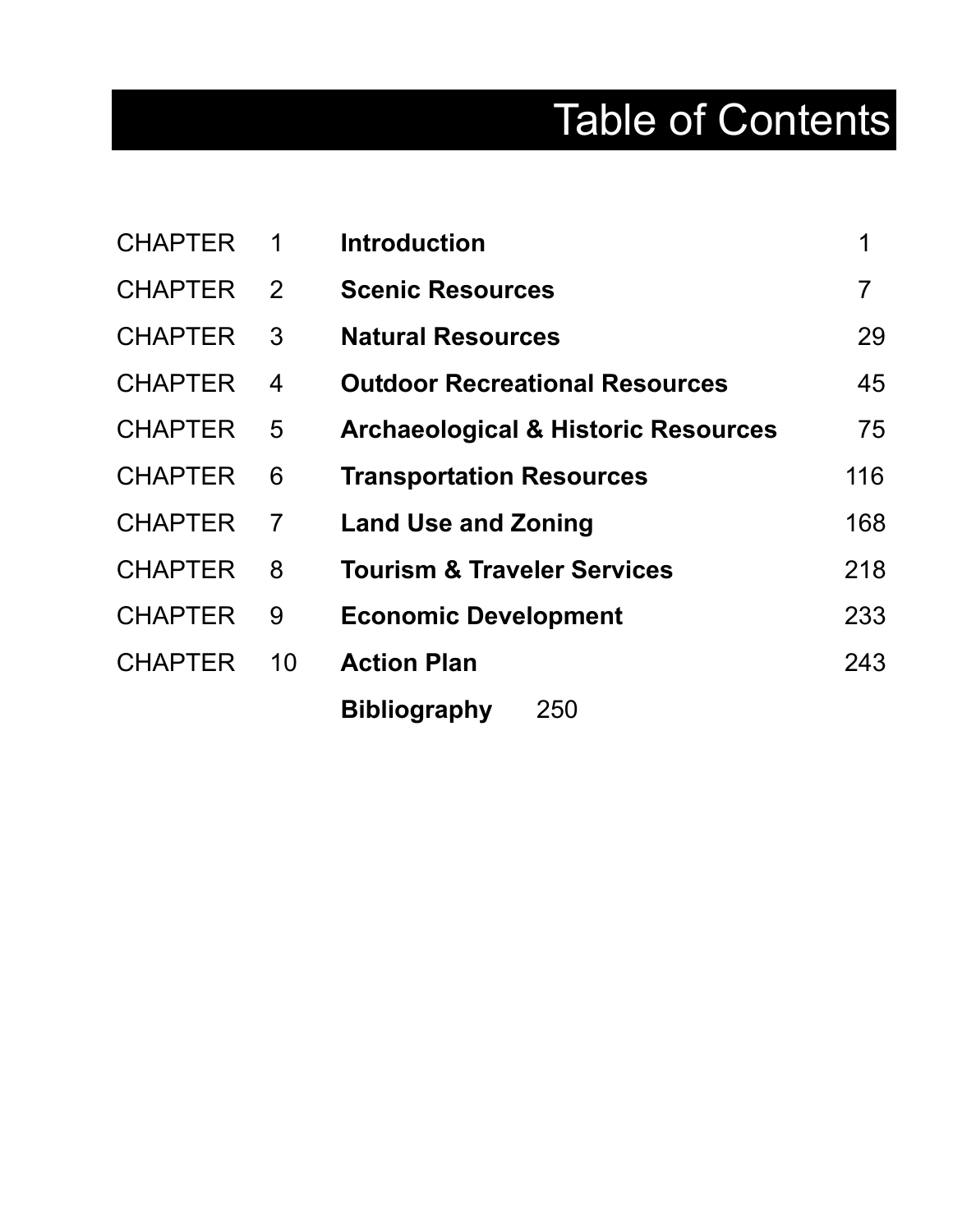# Table of Contents

| | | | |
|---|---|---|---|
| CHAPTER | 1 | **Introduction** | 1 |
| CHAPTER | 2 | **Scenic Resources** | 7 |
| CHAPTER | 3 | **Natural Resources** | 29 |
| CHAPTER | 4 | **Outdoor Recreational Resources** | 45 |
| CHAPTER | 5 | **Archaeological & Historic Resources** | 75 |
| CHAPTER | 6 | **Transportation Resources** | 116 |
| CHAPTER | 7 | **Land Use and Zoning** | 168 |
| CHAPTER | 8 | **Tourism & Traveler Services** | 218 |
| CHAPTER | 9 | **Economic Development** | 233 |
| CHAPTER | 10 | **Action Plan** | 243 |
| | | **Bibliography** 250 | |